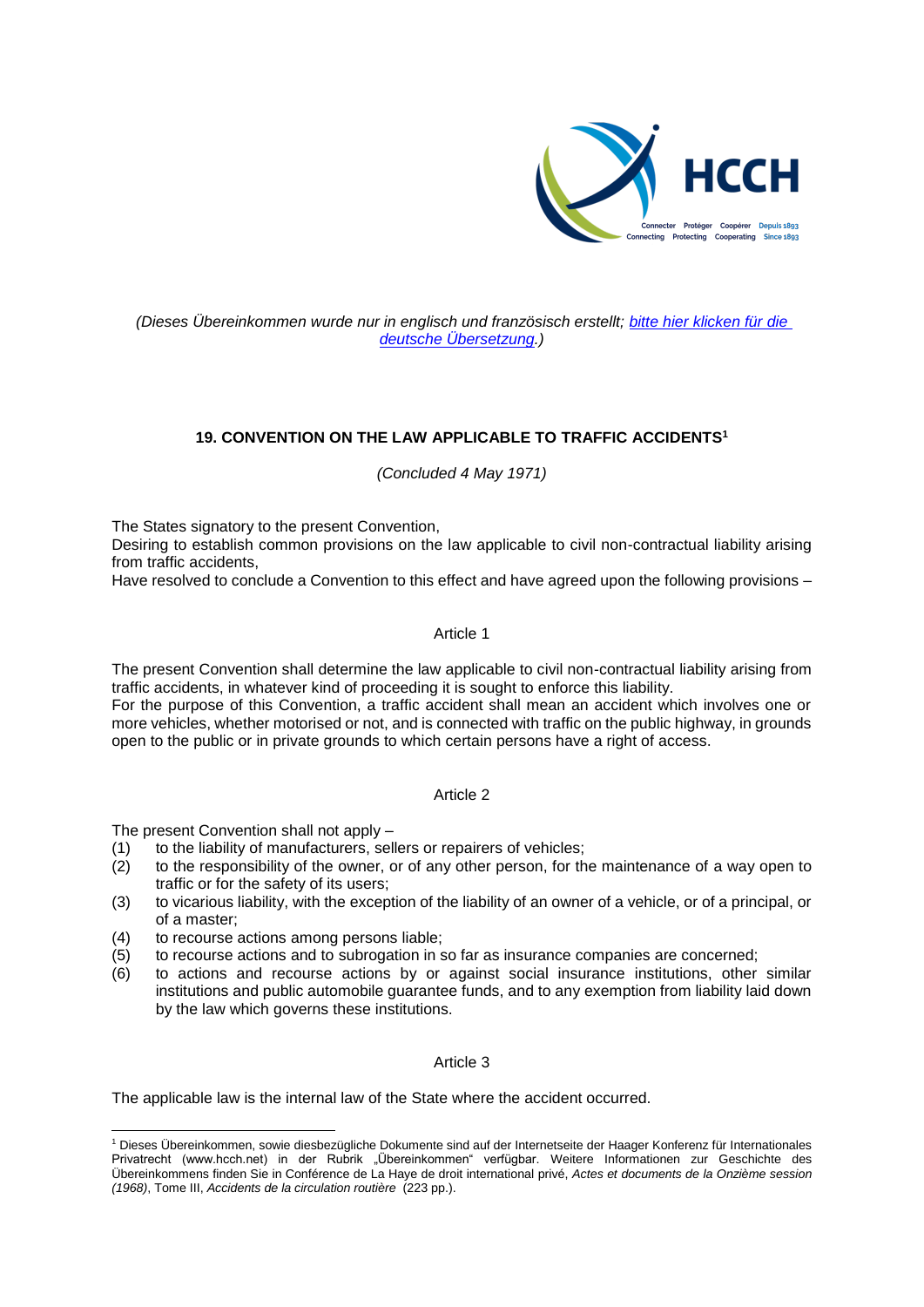*(Dieses Übereinkommen wurde nur in englisch und französisch erstellt; [bitte hier klicken für die deutsche Übersetzung](#).)*

## 19. CONVENTION ON THE LAW APPLICABLE TO TRAFFIC ACCIDENTS[1]

*(Concluded 4 May 1971)*

The States signatory to the present Convention,
Desiring to establish common provisions on the law applicable to civil non-contractual liability arising from traffic accidents,
Have resolved to conclude a Convention to this effect and have agreed upon the following provisions –

### Article 1

The present Convention shall determine the law applicable to civil non-contractual liability arising from traffic accidents, in whatever kind of proceeding it is sought to enforce this liability.
For the purpose of this Convention, a traffic accident shall mean an accident which involves one or more vehicles, whether motorised or not, and is connected with traffic on the public highway, in grounds open to the public or in private grounds to which certain persons have a right of access.

### Article 2

The present Convention shall not apply –

(1) to the liability of manufacturers, sellers or repairers of vehicles;
(2) to the responsibility of the owner, or of any other person, for the maintenance of a way open to traffic or for the safety of its users;
(3) to vicarious liability, with the exception of the liability of an owner of a vehicle, or of a principal, or of a master;
(4) to recourse actions among persons liable;
(5) to recourse actions and to subrogation in so far as insurance companies are concerned;
(6) to actions and recourse actions by or against social insurance institutions, other similar institutions and public automobile guarantee funds, and to any exemption from liability laid down by the law which governs these institutions.

### Article 3

The applicable law is the internal law of the State where the accident occurred.

---

[1] Dieses Übereinkommen, sowie diesbezügliche Dokumente sind auf der Internetseite der Haager Konferenz für Internationales Privatrecht (www.hcch.net) in der Rubrik „Übereinkommen" verfügbar. Weitere Informationen zur Geschichte des Übereinkommens finden Sie in Conférence de La Haye de droit international privé, *Actes et documents de la Onzième session (1968)*, Tome III, *Accidents de la circulation routière* (223 pp.).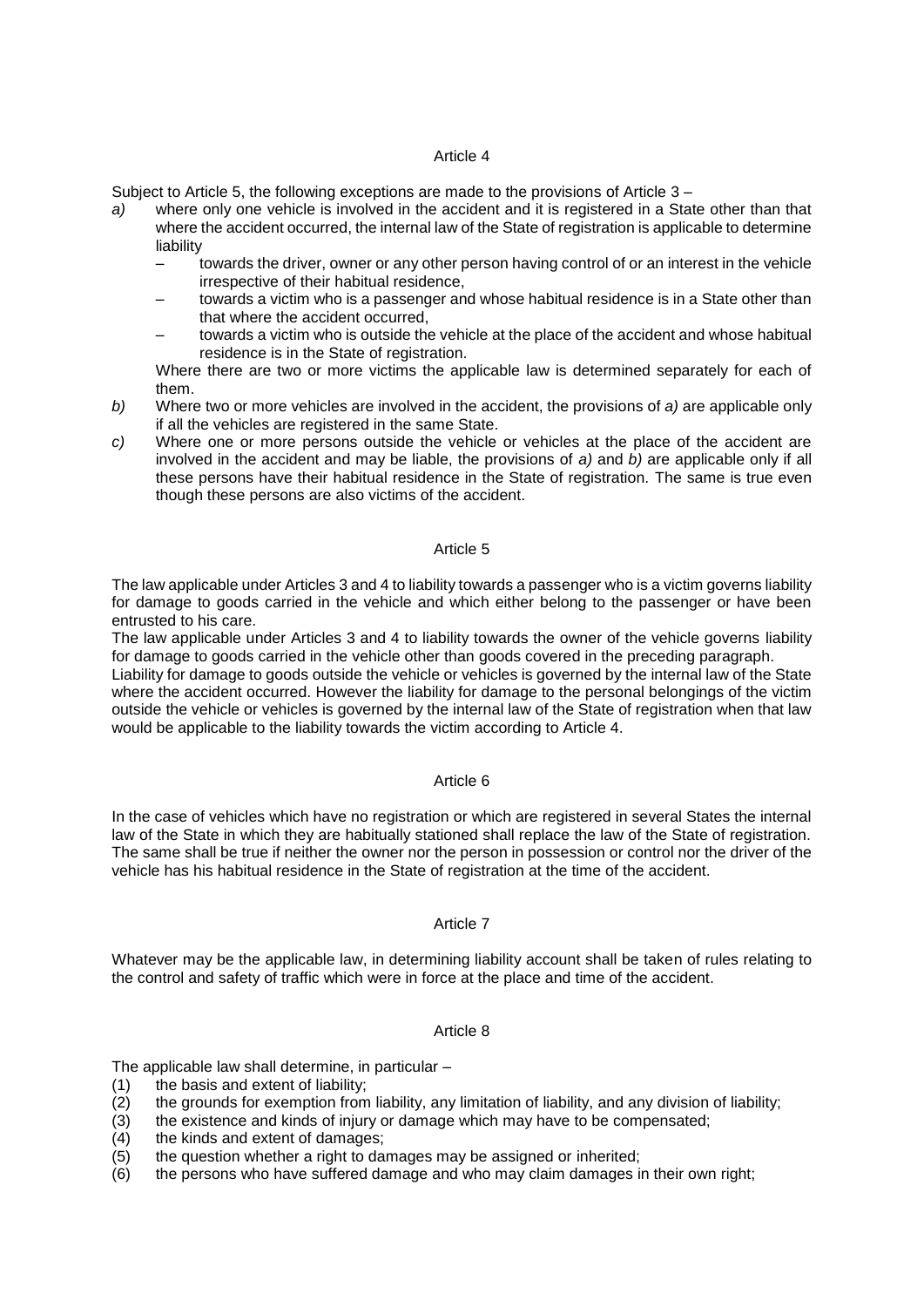## Article 4

Subject to Article 5, the following exceptions are made to the provisions of Article 3 –

*a)* where only one vehicle is involved in the accident and it is registered in a State other than that where the accident occurred, the internal law of the State of registration is applicable to determine liability

– towards the driver, owner or any other person having control of or an interest in the vehicle irrespective of their habitual residence,

– towards a victim who is a passenger and whose habitual residence is in a State other than that where the accident occurred,

– towards a victim who is outside the vehicle at the place of the accident and whose habitual residence is in the State of registration.

Where there are two or more victims the applicable law is determined separately for each of them.

*b)* Where two or more vehicles are involved in the accident, the provisions of *a)* are applicable only if all the vehicles are registered in the same State.

*c)* Where one or more persons outside the vehicle or vehicles at the place of the accident are involved in the accident and may be liable, the provisions of *a)* and *b)* are applicable only if all these persons have their habitual residence in the State of registration. The same is true even though these persons are also victims of the accident.

## Article 5

The law applicable under Articles 3 and 4 to liability towards a passenger who is a victim governs liability for damage to goods carried in the vehicle and which either belong to the passenger or have been entrusted to his care.

The law applicable under Articles 3 and 4 to liability towards the owner of the vehicle governs liability for damage to goods carried in the vehicle other than goods covered in the preceding paragraph.

Liability for damage to goods outside the vehicle or vehicles is governed by the internal law of the State where the accident occurred. However the liability for damage to the personal belongings of the victim outside the vehicle or vehicles is governed by the internal law of the State of registration when that law would be applicable to the liability towards the victim according to Article 4.

## Article 6

In the case of vehicles which have no registration or which are registered in several States the internal law of the State in which they are habitually stationed shall replace the law of the State of registration. The same shall be true if neither the owner nor the person in possession or control nor the driver of the vehicle has his habitual residence in the State of registration at the time of the accident.

## Article 7

Whatever may be the applicable law, in determining liability account shall be taken of rules relating to the control and safety of traffic which were in force at the place and time of the accident.

## Article 8

The applicable law shall determine, in particular –

(1) the basis and extent of liability;
(2) the grounds for exemption from liability, any limitation of liability, and any division of liability;
(3) the existence and kinds of injury or damage which may have to be compensated;
(4) the kinds and extent of damages;
(5) the question whether a right to damages may be assigned or inherited;
(6) the persons who have suffered damage and who may claim damages in their own right;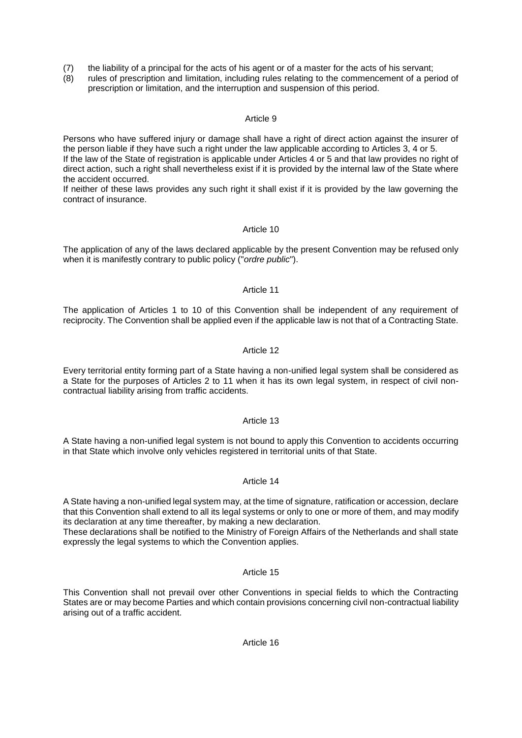(7) the liability of a principal for the acts of his agent or of a master for the acts of his servant;
(8) rules of prescription and limitation, including rules relating to the commencement of a period of prescription or limitation, and the interruption and suspension of this period.

Article 9

Persons who have suffered injury or damage shall have a right of direct action against the insurer of the person liable if they have such a right under the law applicable according to Articles 3, 4 or 5.
If the law of the State of registration is applicable under Articles 4 or 5 and that law provides no right of direct action, such a right shall nevertheless exist if it is provided by the internal law of the State where the accident occurred.
If neither of these laws provides any such right it shall exist if it is provided by the law governing the contract of insurance.

Article 10

The application of any of the laws declared applicable by the present Convention may be refused only when it is manifestly contrary to public policy ("*ordre public*").

Article 11

The application of Articles 1 to 10 of this Convention shall be independent of any requirement of reciprocity. The Convention shall be applied even if the applicable law is not that of a Contracting State.

Article 12

Every territorial entity forming part of a State having a non-unified legal system shall be considered as a State for the purposes of Articles 2 to 11 when it has its own legal system, in respect of civil non-contractual liability arising from traffic accidents.

Article 13

A State having a non-unified legal system is not bound to apply this Convention to accidents occurring in that State which involve only vehicles registered in territorial units of that State.

Article 14

A State having a non-unified legal system may, at the time of signature, ratification or accession, declare that this Convention shall extend to all its legal systems or only to one or more of them, and may modify its declaration at any time thereafter, by making a new declaration.
These declarations shall be notified to the Ministry of Foreign Affairs of the Netherlands and shall state expressly the legal systems to which the Convention applies.

Article 15

This Convention shall not prevail over other Conventions in special fields to which the Contracting States are or may become Parties and which contain provisions concerning civil non-contractual liability arising out of a traffic accident.

Article 16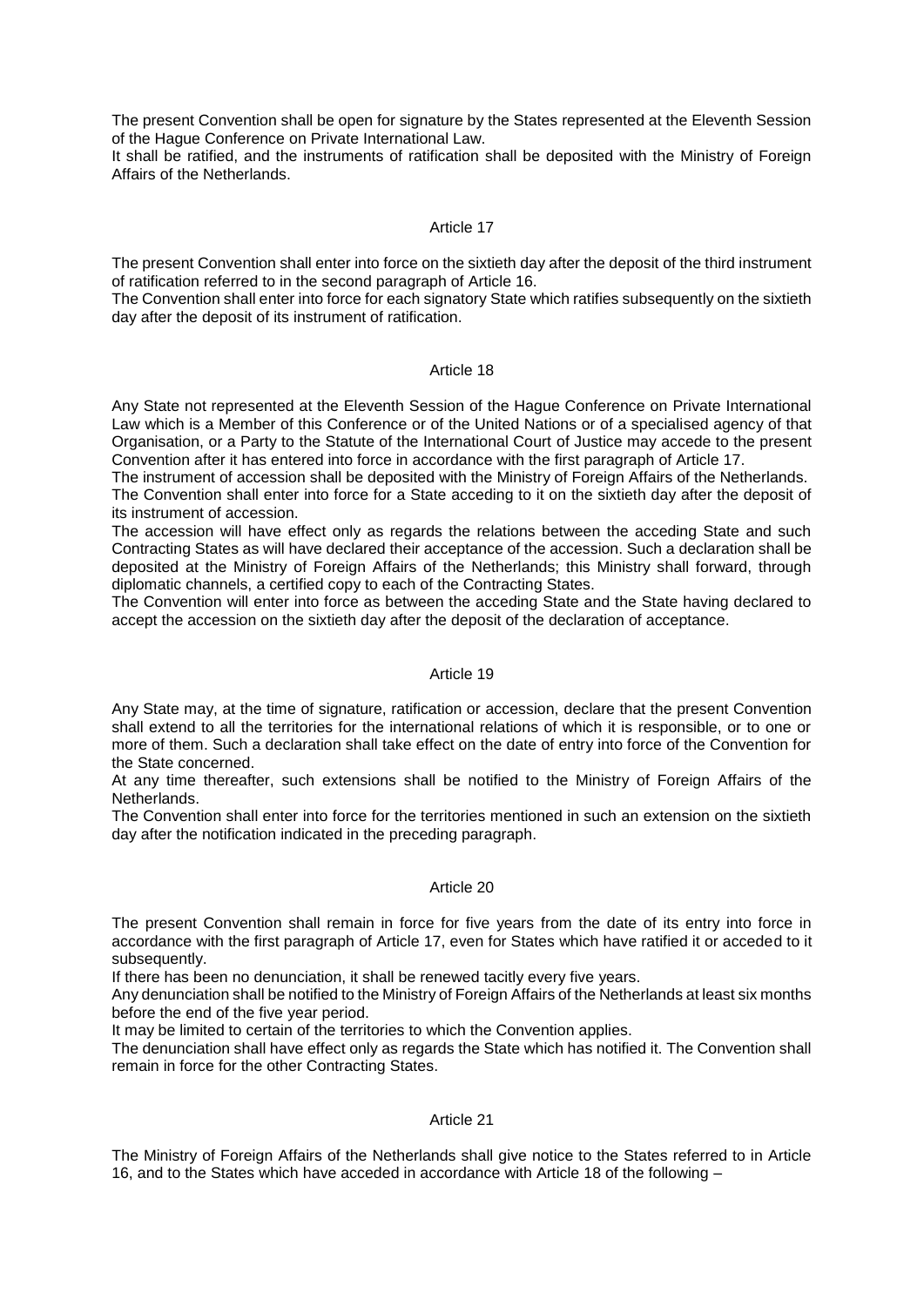The present Convention shall be open for signature by the States represented at the Eleventh Session of the Hague Conference on Private International Law.

It shall be ratified, and the instruments of ratification shall be deposited with the Ministry of Foreign Affairs of the Netherlands.

### Article 17

The present Convention shall enter into force on the sixtieth day after the deposit of the third instrument of ratification referred to in the second paragraph of Article 16.

The Convention shall enter into force for each signatory State which ratifies subsequently on the sixtieth day after the deposit of its instrument of ratification.

### Article 18

Any State not represented at the Eleventh Session of the Hague Conference on Private International Law which is a Member of this Conference or of the United Nations or of a specialised agency of that Organisation, or a Party to the Statute of the International Court of Justice may accede to the present Convention after it has entered into force in accordance with the first paragraph of Article 17.

The instrument of accession shall be deposited with the Ministry of Foreign Affairs of the Netherlands.

The Convention shall enter into force for a State acceding to it on the sixtieth day after the deposit of its instrument of accession.

The accession will have effect only as regards the relations between the acceding State and such Contracting States as will have declared their acceptance of the accession. Such a declaration shall be deposited at the Ministry of Foreign Affairs of the Netherlands; this Ministry shall forward, through diplomatic channels, a certified copy to each of the Contracting States.

The Convention will enter into force as between the acceding State and the State having declared to accept the accession on the sixtieth day after the deposit of the declaration of acceptance.

### Article 19

Any State may, at the time of signature, ratification or accession, declare that the present Convention shall extend to all the territories for the international relations of which it is responsible, or to one or more of them. Such a declaration shall take effect on the date of entry into force of the Convention for the State concerned.

At any time thereafter, such extensions shall be notified to the Ministry of Foreign Affairs of the Netherlands.

The Convention shall enter into force for the territories mentioned in such an extension on the sixtieth day after the notification indicated in the preceding paragraph.

### Article 20

The present Convention shall remain in force for five years from the date of its entry into force in accordance with the first paragraph of Article 17, even for States which have ratified it or acceded to it subsequently.

If there has been no denunciation, it shall be renewed tacitly every five years.

Any denunciation shall be notified to the Ministry of Foreign Affairs of the Netherlands at least six months before the end of the five year period.

It may be limited to certain of the territories to which the Convention applies.

The denunciation shall have effect only as regards the State which has notified it. The Convention shall remain in force for the other Contracting States.

### Article 21

The Ministry of Foreign Affairs of the Netherlands shall give notice to the States referred to in Article 16, and to the States which have acceded in accordance with Article 18 of the following –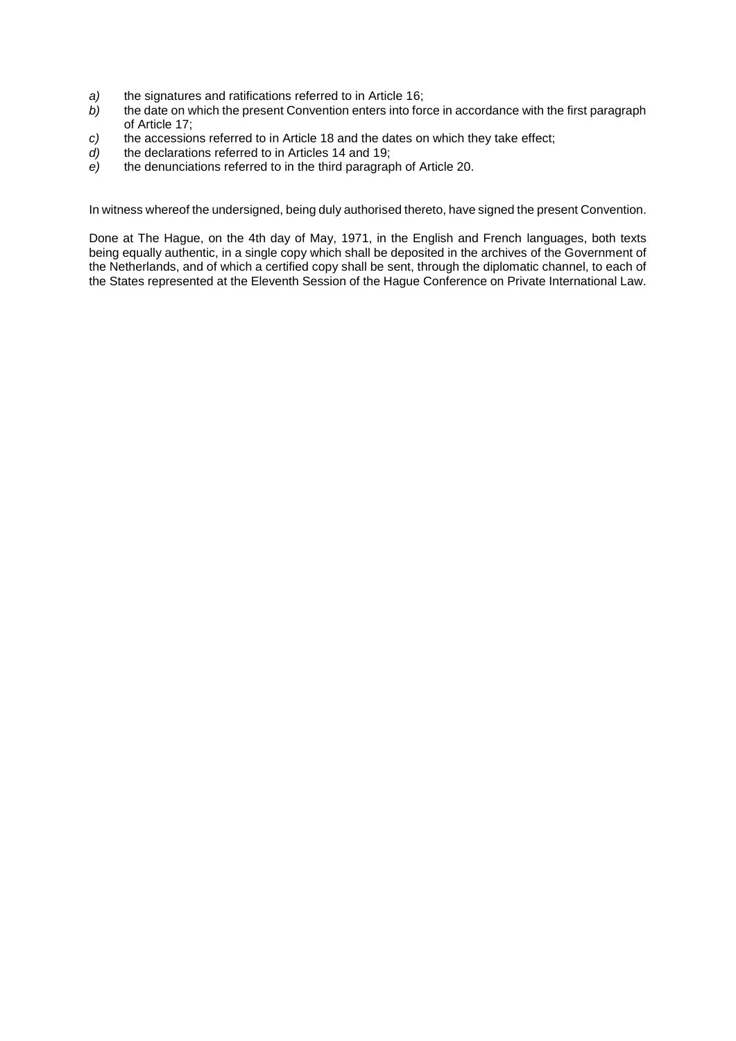*a)* the signatures and ratifications referred to in Article 16;
*b)* the date on which the present Convention enters into force in accordance with the first paragraph of Article 17;
*c)* the accessions referred to in Article 18 and the dates on which they take effect;
*d)* the declarations referred to in Articles 14 and 19;
*e)* the denunciations referred to in the third paragraph of Article 20.

In witness whereof the undersigned, being duly authorised thereto, have signed the present Convention.

Done at The Hague, on the 4th day of May, 1971, in the English and French languages, both texts being equally authentic, in a single copy which shall be deposited in the archives of the Government of the Netherlands, and of which a certified copy shall be sent, through the diplomatic channel, to each of the States represented at the Eleventh Session of the Hague Conference on Private International Law.